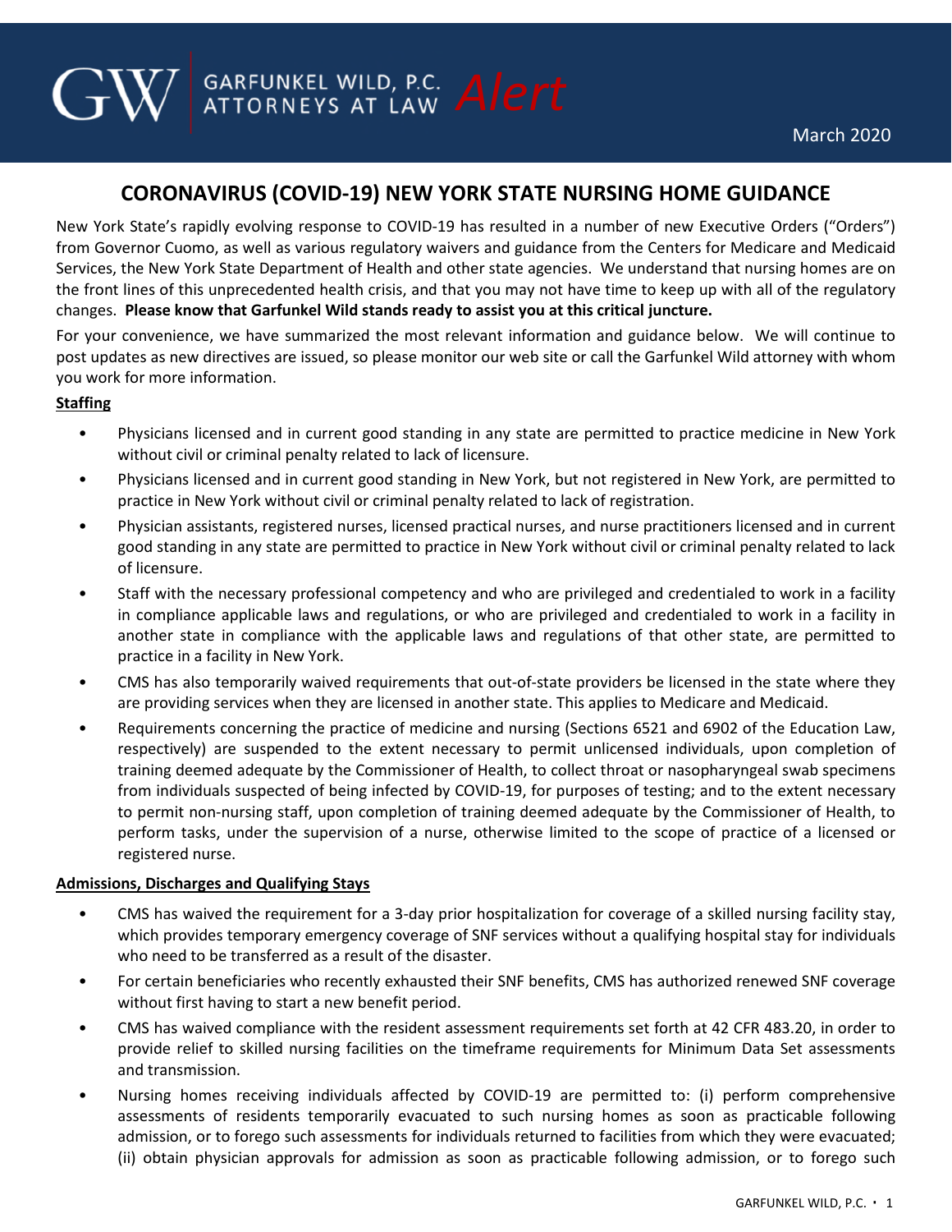GARFUNKEL WILD, P.C. ATTORNEYS AT LAW *Alert*

March 2020

# CORONAVIRUS (COVID-19) NEW YORK STATE NURSING HOME GUIDANCE

New York State's rapidly evolving response to COVID-19 has resulted in a number of new Executive Orders ("Orders") from Governor Cuomo, as well as various regulatory waivers and guidance from the Centers for Medicare and Medicaid Services, the New York State Department of Health and other state agencies. We understand that nursing homes are on the front lines of this unprecedented health crisis, and that you may not have time to keep up with all of the regulatory changes. **Please know that Garfunkel Wild stands ready to assist you at this critical juncture.**

For your convenience, we have summarized the most relevant information and guidance below. We will continue to post updates as new directives are issued, so please monitor our web site or call the Garfunkel Wild attorney with whom you work for more information.

## Staffing

- Physicians licensed and in current good standing in any state are permitted to practice medicine in New York without civil or criminal penalty related to lack of licensure.
- Physicians licensed and in current good standing in New York, but not registered in New York, are permitted to practice in New York without civil or criminal penalty related to lack of registration.
- Physician assistants, registered nurses, licensed practical nurses, and nurse practitioners licensed and in current good standing in any state are permitted to practice in New York without civil or criminal penalty related to lack of licensure.
- Staff with the necessary professional competency and who are privileged and credentialed to work in a facility in compliance applicable laws and regulations, or who are privileged and credentialed to work in a facility in another state in compliance with the applicable laws and regulations of that other state, are permitted to practice in a facility in New York.
- CMS has also temporarily waived requirements that out-of-state providers be licensed in the state where they are providing services when they are licensed in another state. This applies to Medicare and Medicaid.
- Requirements concerning the practice of medicine and nursing (Sections 6521 and 6902 of the Education Law, respectively) are suspended to the extent necessary to permit unlicensed individuals, upon completion of training deemed adequate by the Commissioner of Health, to collect throat or nasopharyngeal swab specimens from individuals suspected of being infected by COVID-19, for purposes of testing; and to the extent necessary to permit non-nursing staff, upon completion of training deemed adequate by the Commissioner of Health, to perform tasks, under the supervision of a nurse, otherwise limited to the scope of practice of a licensed or registered nurse.

## Admissions, Discharges and Qualifying Stays

- CMS has waived the requirement for a 3-day prior hospitalization for coverage of a skilled nursing facility stay, which provides temporary emergency coverage of SNF services without a qualifying hospital stay for individuals who need to be transferred as a result of the disaster.
- For certain beneficiaries who recently exhausted their SNF benefits, CMS has authorized renewed SNF coverage without first having to start a new benefit period.
- CMS has waived compliance with the resident assessment requirements set forth at 42 CFR 483.20, in order to provide relief to skilled nursing facilities on the timeframe requirements for Minimum Data Set assessments and transmission.
- Nursing homes receiving individuals affected by COVID-19 are permitted to: (i) perform comprehensive assessments of residents temporarily evacuated to such nursing homes as soon as practicable following admission, or to forego such assessments for individuals returned to facilities from which they were evacuated; (ii) obtain physician approvals for admission as soon as practicable following admission, or to forego such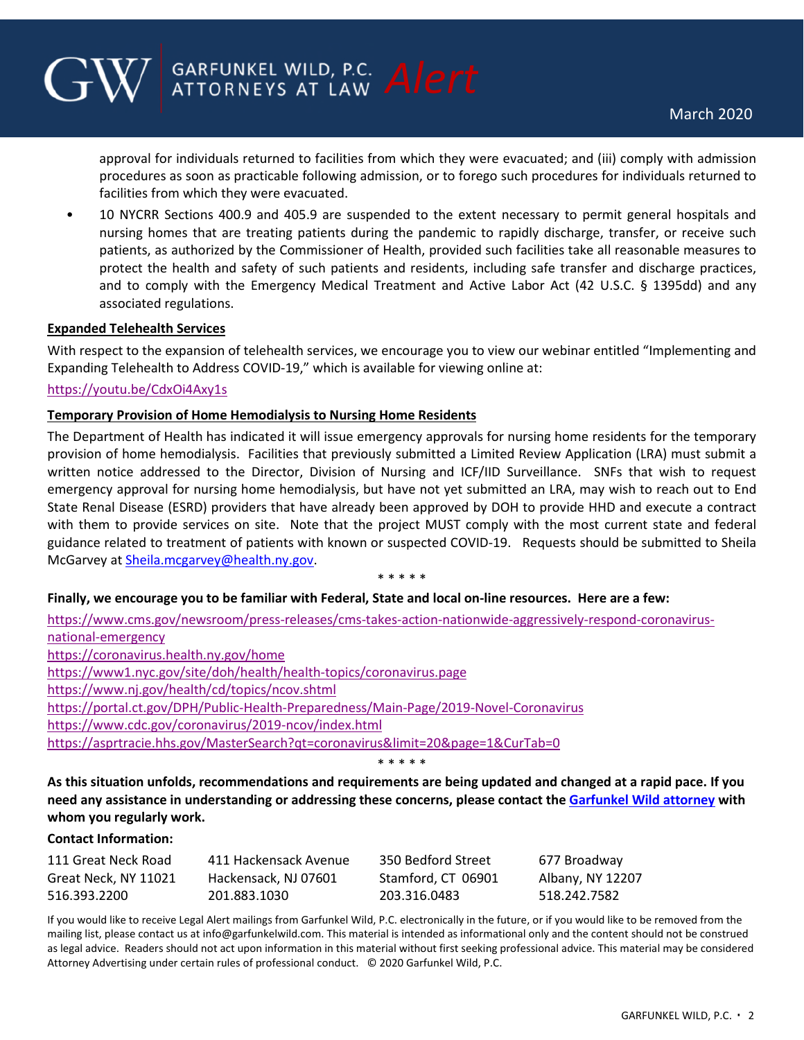approval for individuals returned to facilities from which they were evacuated; and (iii) comply with admission procedures as soon as practicable following admission, or to forego such procedures for individuals returned to facilities from which they were evacuated.

- 10 NYCRR Sections 400.9 and 405.9 are suspended to the extent necessary to permit general hospitals and nursing homes that are treating patients during the pandemic to rapidly discharge, transfer, or receive such patients, as authorized by the Commissioner of Health, provided such facilities take all reasonable measures to protect the health and safety of such patients and residents, including safe transfer and discharge practices, and to comply with the Emergency Medical Treatment and Active Labor Act (42 U.S.C. § 1395dd) and any associated regulations.

**Expanded Telehealth Services**

With respect to the expansion of telehealth services, we encourage you to view our webinar entitled "Implementing and Expanding Telehealth to Address COVID-19," which is available for viewing online at:

https://youtu.be/CdxOi4Axy1s

**Temporary Provision of Home Hemodialysis to Nursing Home Residents**

The Department of Health has indicated it will issue emergency approvals for nursing home residents for the temporary provision of home hemodialysis. Facilities that previously submitted a Limited Review Application (LRA) must submit a written notice addressed to the Director, Division of Nursing and ICF/IID Surveillance. SNFs that wish to request emergency approval for nursing home hemodialysis, but have not yet submitted an LRA, may wish to reach out to End State Renal Disease (ESRD) providers that have already been approved by DOH to provide HHD and execute a contract with them to provide services on site. Note that the project MUST comply with the most current state and federal guidance related to treatment of patients with known or suspected COVID-19. Requests should be submitted to Sheila McGarvey at Sheila.mcgarvey@health.ny.gov.

\* \* \* \* \*

**Finally, we encourage you to be familiar with Federal, State and local on-line resources. Here are a few:**

https://www.cms.gov/newsroom/press-releases/cms-takes-action-nationwide-aggressively-respond-coronavirus-national-emergency
https://coronavirus.health.ny.gov/home
https://www1.nyc.gov/site/doh/health/health-topics/coronavirus.page
https://www.nj.gov/health/cd/topics/ncov.shtml
https://portal.ct.gov/DPH/Public-Health-Preparedness/Main-Page/2019-Novel-Coronavirus
https://www.cdc.gov/coronavirus/2019-ncov/index.html
https://asprtracie.hhs.gov/MasterSearch?qt=coronavirus&limit=20&page=1&CurTab=0

\* \* \* \* \*

**As this situation unfolds, recommendations and requirements are being updated and changed at a rapid pace. If you need any assistance in understanding or addressing these concerns, please contact the Garfunkel Wild attorney with whom you regularly work.**

**Contact Information:**

| | | | |
|---|---|---|---|
| 111 Great Neck Road | 411 Hackensack Avenue | 350 Bedford Street | 677 Broadway |
| Great Neck, NY 11021 | Hackensack, NJ 07601 | Stamford, CT 06901 | Albany, NY 12207 |
| 516.393.2200 | 201.883.1030 | 203.316.0483 | 518.242.7582 |

If you would like to receive Legal Alert mailings from Garfunkel Wild, P.C. electronically in the future, or if you would like to be removed from the mailing list, please contact us at info@garfunkelwild.com. This material is intended as informational only and the content should not be construed as legal advice. Readers should not act upon information in this material without first seeking professional advice. This material may be considered Attorney Advertising under certain rules of professional conduct. © 2020 Garfunkel Wild, P.C.